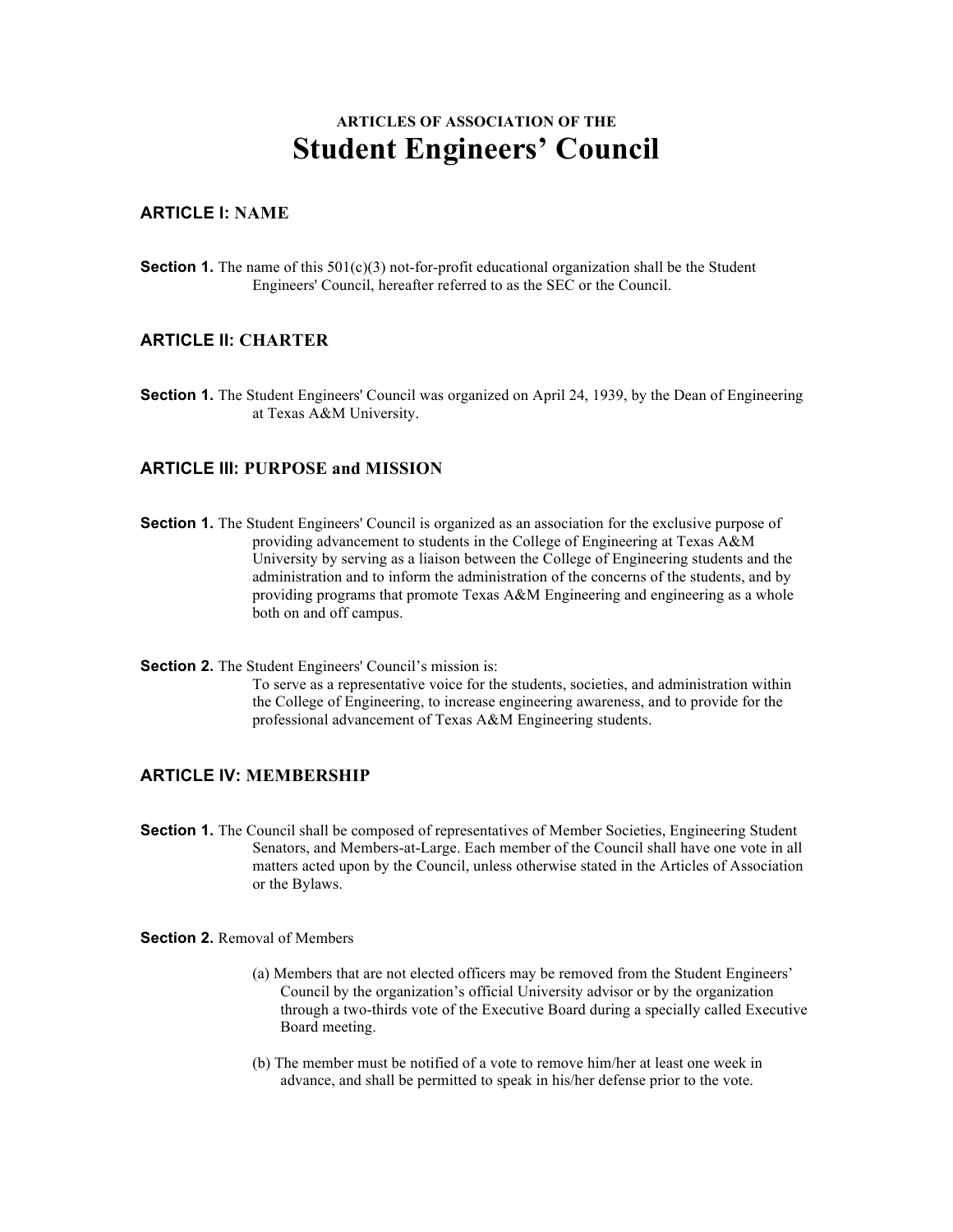ARTICLES OF ASSOCIATION OF THE

# Student Engineers' Council

## ARTICLE I: NAME

**Section 1.** The name of this 501(c)(3) not-for-profit educational organization shall be the Student Engineers' Council, hereafter referred to as the SEC or the Council.

## ARTICLE II: CHARTER

**Section 1.** The Student Engineers' Council was organized on April 24, 1939, by the Dean of Engineering at Texas A&M University.

## ARTICLE III: PURPOSE and MISSION

**Section 1.** The Student Engineers' Council is organized as an association for the exclusive purpose of providing advancement to students in the College of Engineering at Texas A&M University by serving as a liaison between the College of Engineering students and the administration and to inform the administration of the concerns of the students, and by providing programs that promote Texas A&M Engineering and engineering as a whole both on and off campus.

**Section 2.** The Student Engineers' Council's mission is:

To serve as a representative voice for the students, societies, and administration within the College of Engineering, to increase engineering awareness, and to provide for the professional advancement of Texas A&M Engineering students.

## ARTICLE IV: MEMBERSHIP

**Section 1.** The Council shall be composed of representatives of Member Societies, Engineering Student Senators, and Members-at-Large. Each member of the Council shall have one vote in all matters acted upon by the Council, unless otherwise stated in the Articles of Association or the Bylaws.

**Section 2.** Removal of Members

(a) Members that are not elected officers may be removed from the Student Engineers' Council by the organization's official University advisor or by the organization through a two-thirds vote of the Executive Board during a specially called Executive Board meeting.

(b) The member must be notified of a vote to remove him/her at least one week in advance, and shall be permitted to speak in his/her defense prior to the vote.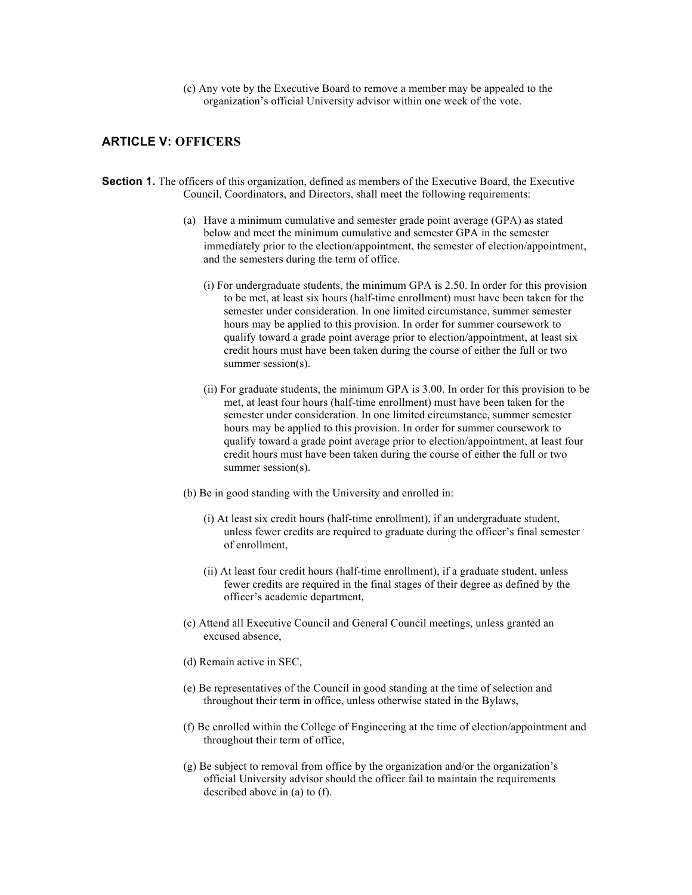(c) Any vote by the Executive Board to remove a member may be appealed to the organization's official University advisor within one week of the vote.

## ARTICLE V: OFFICERS

**Section 1.** The officers of this organization, defined as members of the Executive Board, the Executive Council, Coordinators, and Directors, shall meet the following requirements:

(a) Have a minimum cumulative and semester grade point average (GPA) as stated below and meet the minimum cumulative and semester GPA in the semester immediately prior to the election/appointment, the semester of election/appointment, and the semesters during the term of office.

(i) For undergraduate students, the minimum GPA is 2.50. In order for this provision to be met, at least six hours (half-time enrollment) must have been taken for the semester under consideration. In one limited circumstance, summer semester hours may be applied to this provision. In order for summer coursework to qualify toward a grade point average prior to election/appointment, at least six credit hours must have been taken during the course of either the full or two summer session(s).

(ii) For graduate students, the minimum GPA is 3.00. In order for this provision to be met, at least four hours (half-time enrollment) must have been taken for the semester under consideration. In one limited circumstance, summer semester hours may be applied to this provision. In order for summer coursework to qualify toward a grade point average prior to election/appointment, at least four credit hours must have been taken during the course of either the full or two summer session(s).

(b) Be in good standing with the University and enrolled in:

(i) At least six credit hours (half-time enrollment), if an undergraduate student, unless fewer credits are required to graduate during the officer's final semester of enrollment,

(ii) At least four credit hours (half-time enrollment), if a graduate student, unless fewer credits are required in the final stages of their degree as defined by the officer's academic department,

(c) Attend all Executive Council and General Council meetings, unless granted an excused absence,

(d) Remain active in SEC,

(e) Be representatives of the Council in good standing at the time of selection and throughout their term in office, unless otherwise stated in the Bylaws,

(f) Be enrolled within the College of Engineering at the time of election/appointment and throughout their term of office,

(g) Be subject to removal from office by the organization and/or the organization's official University advisor should the officer fail to maintain the requirements described above in (a) to (f).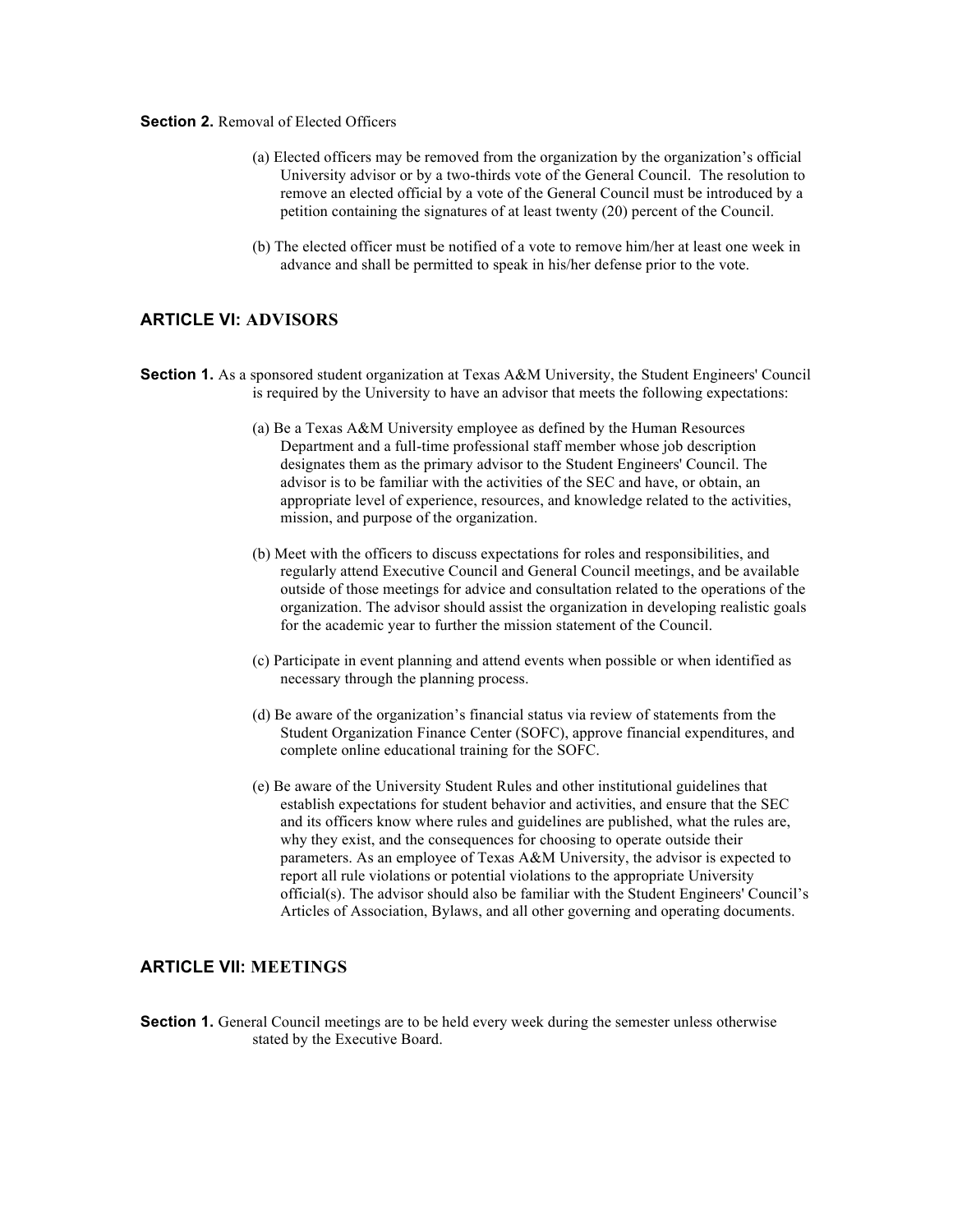**Section 2.** Removal of Elected Officers

(a) Elected officers may be removed from the organization by the organization's official University advisor or by a two-thirds vote of the General Council. The resolution to remove an elected official by a vote of the General Council must be introduced by a petition containing the signatures of at least twenty (20) percent of the Council.

(b) The elected officer must be notified of a vote to remove him/her at least one week in advance and shall be permitted to speak in his/her defense prior to the vote.

## ARTICLE VI: ADVISORS

**Section 1.** As a sponsored student organization at Texas A&M University, the Student Engineers' Council is required by the University to have an advisor that meets the following expectations:

(a) Be a Texas A&M University employee as defined by the Human Resources Department and a full-time professional staff member whose job description designates them as the primary advisor to the Student Engineers' Council. The advisor is to be familiar with the activities of the SEC and have, or obtain, an appropriate level of experience, resources, and knowledge related to the activities, mission, and purpose of the organization.

(b) Meet with the officers to discuss expectations for roles and responsibilities, and regularly attend Executive Council and General Council meetings, and be available outside of those meetings for advice and consultation related to the operations of the organization. The advisor should assist the organization in developing realistic goals for the academic year to further the mission statement of the Council.

(c) Participate in event planning and attend events when possible or when identified as necessary through the planning process.

(d) Be aware of the organization's financial status via review of statements from the Student Organization Finance Center (SOFC), approve financial expenditures, and complete online educational training for the SOFC.

(e) Be aware of the University Student Rules and other institutional guidelines that establish expectations for student behavior and activities, and ensure that the SEC and its officers know where rules and guidelines are published, what the rules are, why they exist, and the consequences for choosing to operate outside their parameters. As an employee of Texas A&M University, the advisor is expected to report all rule violations or potential violations to the appropriate University official(s). The advisor should also be familiar with the Student Engineers' Council's Articles of Association, Bylaws, and all other governing and operating documents.

## ARTICLE VII: MEETINGS

**Section 1.** General Council meetings are to be held every week during the semester unless otherwise stated by the Executive Board.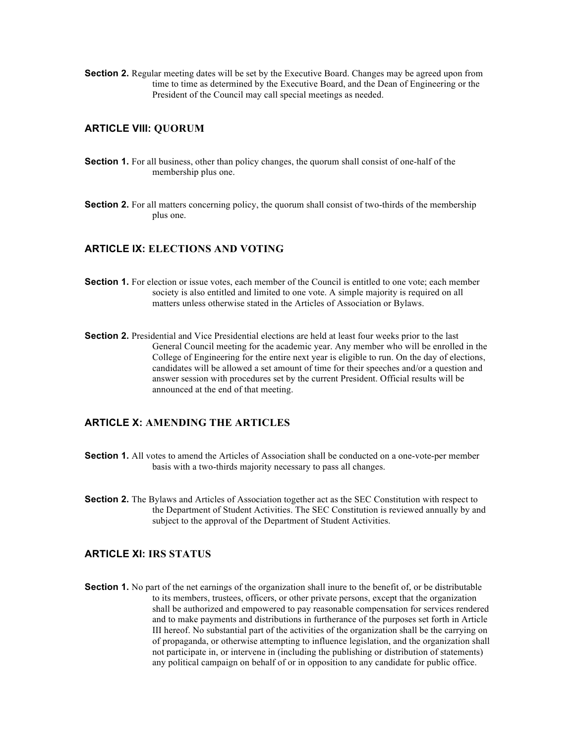**Section 2.** Regular meeting dates will be set by the Executive Board. Changes may be agreed upon from time to time as determined by the Executive Board, and the Dean of Engineering or the President of the Council may call special meetings as needed.

## ARTICLE VIII: QUORUM

**Section 1.** For all business, other than policy changes, the quorum shall consist of one-half of the membership plus one.

**Section 2.** For all matters concerning policy, the quorum shall consist of two-thirds of the membership plus one.

## ARTICLE IX: ELECTIONS AND VOTING

**Section 1.** For election or issue votes, each member of the Council is entitled to one vote; each member society is also entitled and limited to one vote. A simple majority is required on all matters unless otherwise stated in the Articles of Association or Bylaws.

**Section 2.** Presidential and Vice Presidential elections are held at least four weeks prior to the last General Council meeting for the academic year. Any member who will be enrolled in the College of Engineering for the entire next year is eligible to run. On the day of elections, candidates will be allowed a set amount of time for their speeches and/or a question and answer session with procedures set by the current President. Official results will be announced at the end of that meeting.

## ARTICLE X: AMENDING THE ARTICLES

**Section 1.** All votes to amend the Articles of Association shall be conducted on a one-vote-per member basis with a two-thirds majority necessary to pass all changes.

**Section 2.** The Bylaws and Articles of Association together act as the SEC Constitution with respect to the Department of Student Activities. The SEC Constitution is reviewed annually by and subject to the approval of the Department of Student Activities.

## ARTICLE XI: IRS STATUS

**Section 1.** No part of the net earnings of the organization shall inure to the benefit of, or be distributable to its members, trustees, officers, or other private persons, except that the organization shall be authorized and empowered to pay reasonable compensation for services rendered and to make payments and distributions in furtherance of the purposes set forth in Article III hereof. No substantial part of the activities of the organization shall be the carrying on of propaganda, or otherwise attempting to influence legislation, and the organization shall not participate in, or intervene in (including the publishing or distribution of statements) any political campaign on behalf of or in opposition to any candidate for public office.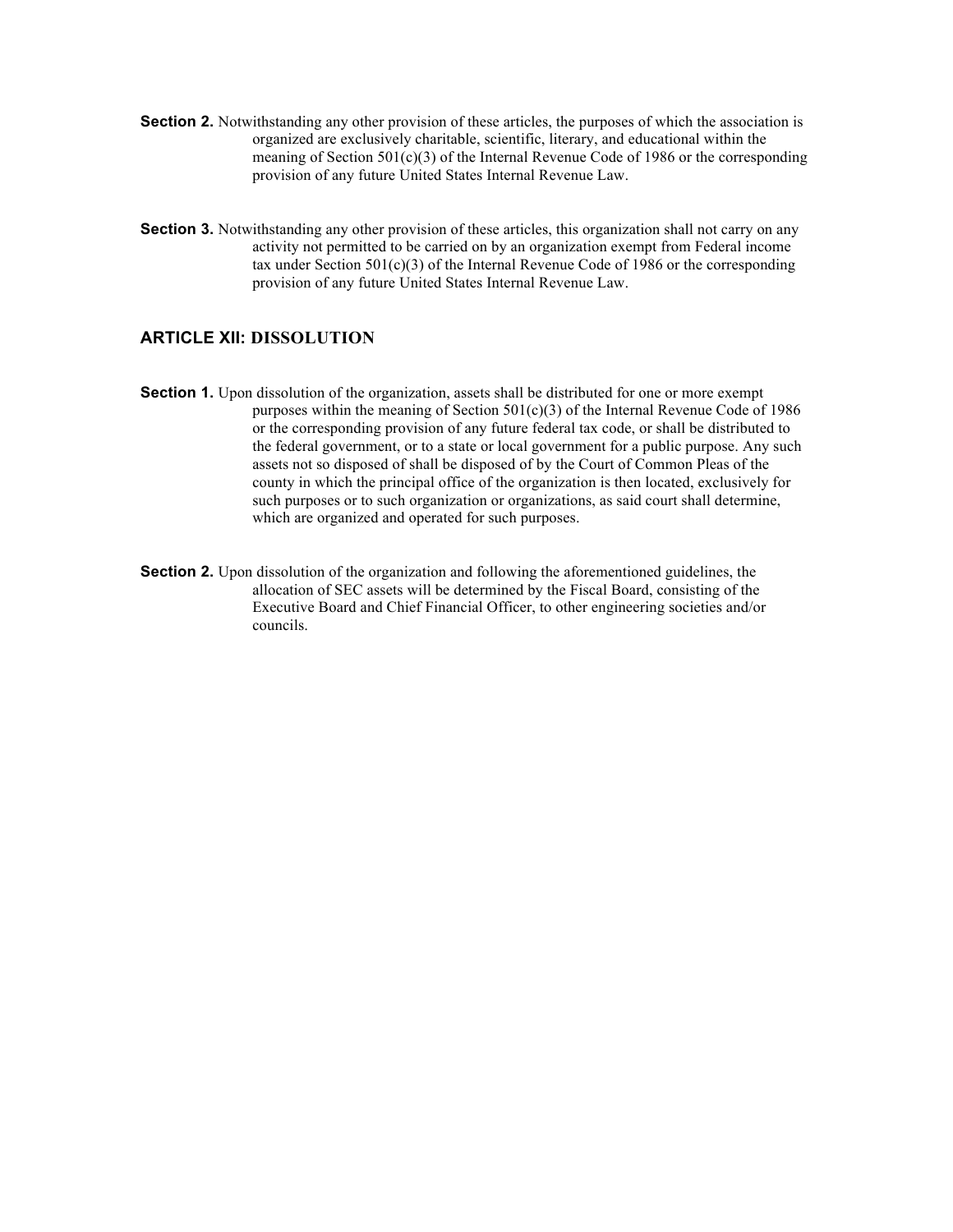**Section 2.** Notwithstanding any other provision of these articles, the purposes of which the association is organized are exclusively charitable, scientific, literary, and educational within the meaning of Section 501(c)(3) of the Internal Revenue Code of 1986 or the corresponding provision of any future United States Internal Revenue Law.

**Section 3.** Notwithstanding any other provision of these articles, this organization shall not carry on any activity not permitted to be carried on by an organization exempt from Federal income tax under Section 501(c)(3) of the Internal Revenue Code of 1986 or the corresponding provision of any future United States Internal Revenue Law.

## ARTICLE XII: DISSOLUTION

**Section 1.** Upon dissolution of the organization, assets shall be distributed for one or more exempt purposes within the meaning of Section 501(c)(3) of the Internal Revenue Code of 1986 or the corresponding provision of any future federal tax code, or shall be distributed to the federal government, or to a state or local government for a public purpose. Any such assets not so disposed of shall be disposed of by the Court of Common Pleas of the county in which the principal office of the organization is then located, exclusively for such purposes or to such organization or organizations, as said court shall determine, which are organized and operated for such purposes.

**Section 2.** Upon dissolution of the organization and following the aforementioned guidelines, the allocation of SEC assets will be determined by the Fiscal Board, consisting of the Executive Board and Chief Financial Officer, to other engineering societies and/or councils.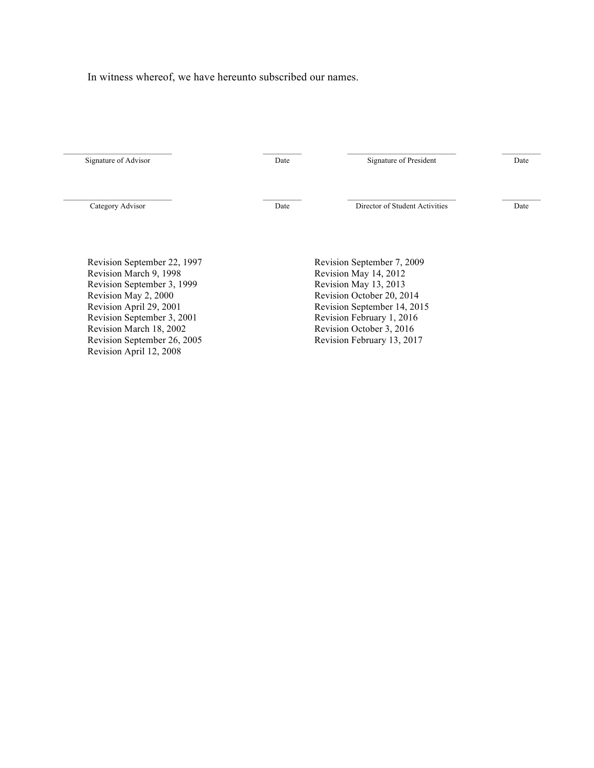In witness whereof, we have hereunto subscribed our names.

| | | | |
|---|---|---|---|
| ______________________ Signature of Advisor | ________ Date | ______________________ Signature of President | ________ Date |
| ______________________ Category Advisor | ________ Date | ______________________ Director of Student Activities | ________ Date |

Revision September 22, 1997
Revision March 9, 1998
Revision September 3, 1999
Revision May 2, 2000
Revision April 29, 2001
Revision September 3, 2001
Revision March 18, 2002
Revision September 26, 2005
Revision April 12, 2008
Revision September 7, 2009
Revision May 14, 2012
Revision May 13, 2013
Revision October 20, 2014
Revision September 14, 2015
Revision February 1, 2016
Revision October 3, 2016
Revision February 13, 2017